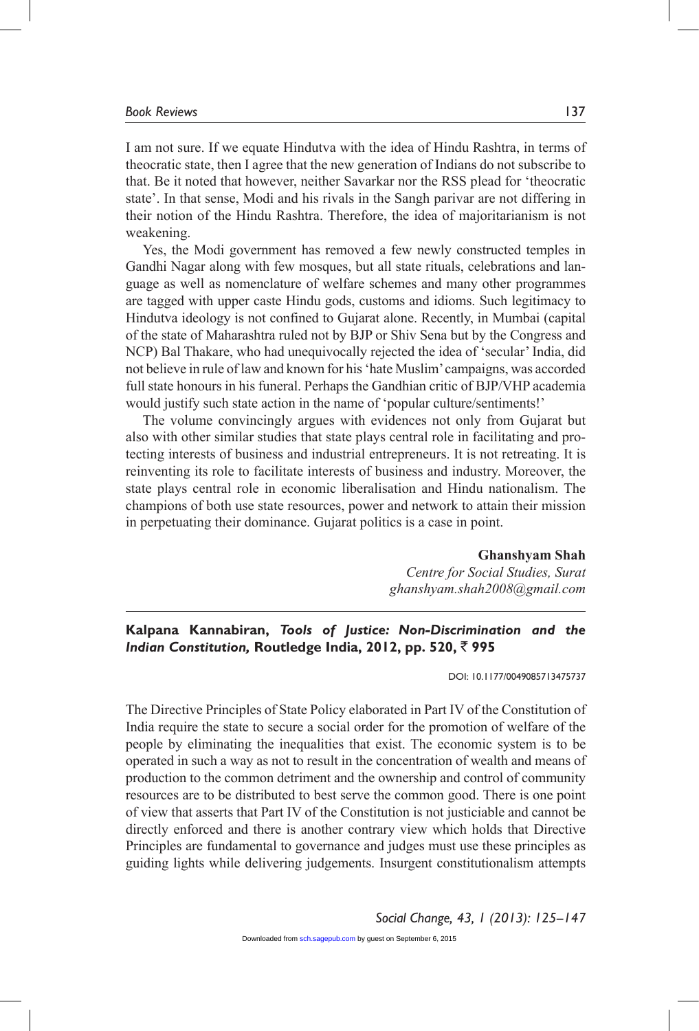I am not sure. If we equate Hindutva with the idea of Hindu Rashtra, in terms of theocratic state, then I agree that the new generation of Indians do not subscribe to that. Be it noted that however, neither Savarkar nor the RSS plead for 'theocratic state'. In that sense, Modi and his rivals in the Sangh parivar are not differing in their notion of the Hindu Rashtra. Therefore, the idea of majoritarianism is not weakening.

Yes, the Modi government has removed a few newly constructed temples in Gandhi Nagar along with few mosques, but all state rituals, celebrations and language as well as nomenclature of welfare schemes and many other programmes are tagged with upper caste Hindu gods, customs and idioms. Such legitimacy to Hindutva ideology is not confined to Gujarat alone. Recently, in Mumbai (capital of the state of Maharashtra ruled not by BJP or Shiv Sena but by the Congress and NCP) Bal Thakare, who had unequivocally rejected the idea of 'secular' India, did not believe in rule of law and known for his 'hate Muslim' campaigns, was accorded full state honours in his funeral. Perhaps the Gandhian critic of BJP/VHP academia would justify such state action in the name of 'popular culture/sentiments!'

The volume convincingly argues with evidences not only from Gujarat but also with other similar studies that state plays central role in facilitating and protecting interests of business and industrial entrepreneurs. It is not retreating. It is reinventing its role to facilitate interests of business and industry. Moreover, the state plays central role in economic liberalisation and Hindu nationalism. The champions of both use state resources, power and network to attain their mission in perpetuating their dominance. Gujarat politics is a case in point.

**Ghanshyam Shah**
*Centre for Social Studies, Surat*
*ghanshyam.shah2008@gmail.com*

---

**Kalpana Kannabiran, *Tools of Justice: Non-Discrimination and the Indian Constitution,* Routledge India, 2012, pp. 520, ₹ 995**

DOI: 10.1177/0049085713475737

The Directive Principles of State Policy elaborated in Part IV of the Constitution of India require the state to secure a social order for the promotion of welfare of the people by eliminating the inequalities that exist. The economic system is to be operated in such a way as not to result in the concentration of wealth and means of production to the common detriment and the ownership and control of community resources are to be distributed to best serve the common good. There is one point of view that asserts that Part IV of the Constitution is not justiciable and cannot be directly enforced and there is another contrary view which holds that Directive Principles are fundamental to governance and judges must use these principles as guiding lights while delivering judgements. Insurgent constitutionalism attempts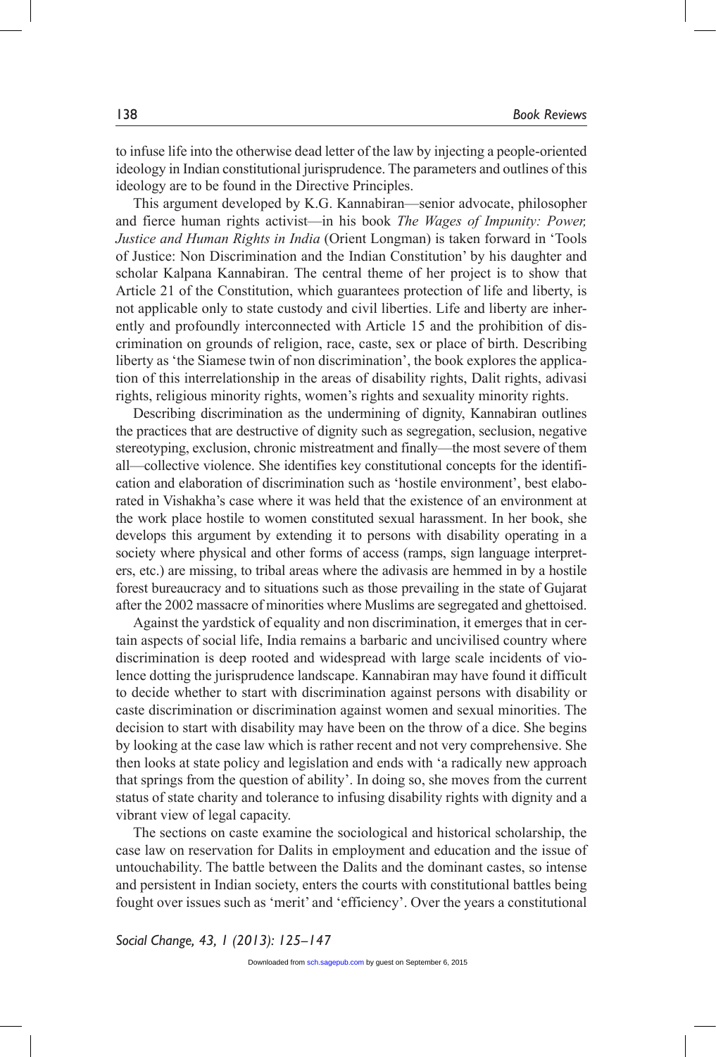to infuse life into the otherwise dead letter of the law by injecting a people-oriented ideology in Indian constitutional jurisprudence. The parameters and outlines of this ideology are to be found in the Directive Principles.

This argument developed by K.G. Kannabiran—senior advocate, philosopher and fierce human rights activist—in his book *The Wages of Impunity: Power, Justice and Human Rights in India* (Orient Longman) is taken forward in 'Tools of Justice: Non Discrimination and the Indian Constitution' by his daughter and scholar Kalpana Kannabiran. The central theme of her project is to show that Article 21 of the Constitution, which guarantees protection of life and liberty, is not applicable only to state custody and civil liberties. Life and liberty are inherently and profoundly interconnected with Article 15 and the prohibition of discrimination on grounds of religion, race, caste, sex or place of birth. Describing liberty as 'the Siamese twin of non discrimination', the book explores the application of this interrelationship in the areas of disability rights, Dalit rights, adivasi rights, religious minority rights, women's rights and sexuality minority rights.

Describing discrimination as the undermining of dignity, Kannabiran outlines the practices that are destructive of dignity such as segregation, seclusion, negative stereotyping, exclusion, chronic mistreatment and finally—the most severe of them all—collective violence. She identifies key constitutional concepts for the identification and elaboration of discrimination such as 'hostile environment', best elaborated in Vishakha's case where it was held that the existence of an environment at the work place hostile to women constituted sexual harassment. In her book, she develops this argument by extending it to persons with disability operating in a society where physical and other forms of access (ramps, sign language interpreters, etc.) are missing, to tribal areas where the adivasis are hemmed in by a hostile forest bureaucracy and to situations such as those prevailing in the state of Gujarat after the 2002 massacre of minorities where Muslims are segregated and ghettoised.

Against the yardstick of equality and non discrimination, it emerges that in certain aspects of social life, India remains a barbaric and uncivilised country where discrimination is deep rooted and widespread with large scale incidents of violence dotting the jurisprudence landscape. Kannabiran may have found it difficult to decide whether to start with discrimination against persons with disability or caste discrimination or discrimination against women and sexual minorities. The decision to start with disability may have been on the throw of a dice. She begins by looking at the case law which is rather recent and not very comprehensive. She then looks at state policy and legislation and ends with 'a radically new approach that springs from the question of ability'. In doing so, she moves from the current status of state charity and tolerance to infusing disability rights with dignity and a vibrant view of legal capacity.

The sections on caste examine the sociological and historical scholarship, the case law on reservation for Dalits in employment and education and the issue of untouchability. The battle between the Dalits and the dominant castes, so intense and persistent in Indian society, enters the courts with constitutional battles being fought over issues such as 'merit' and 'efficiency'. Over the years a constitutional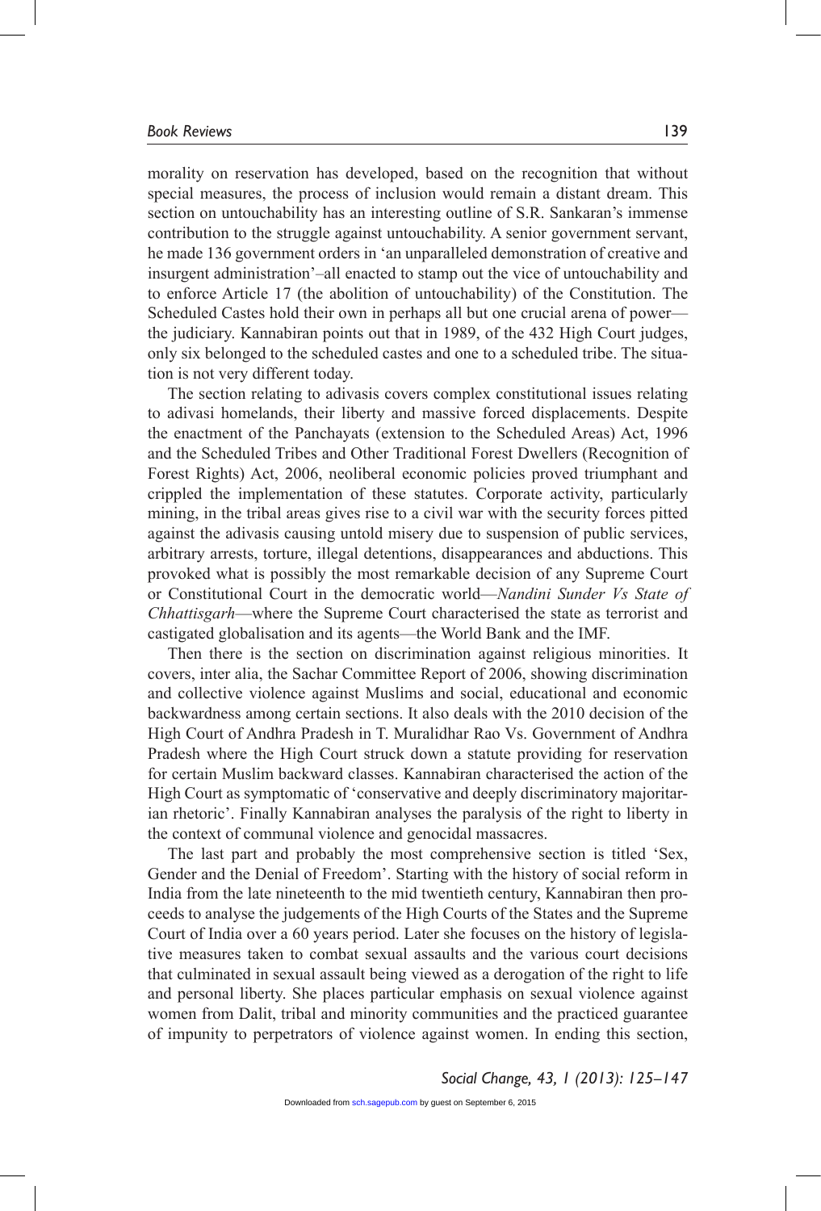morality on reservation has developed, based on the recognition that without special measures, the process of inclusion would remain a distant dream. This section on untouchability has an interesting outline of S.R. Sankaran's immense contribution to the struggle against untouchability. A senior government servant, he made 136 government orders in 'an unparalleled demonstration of creative and insurgent administration'–all enacted to stamp out the vice of untouchability and to enforce Article 17 (the abolition of untouchability) of the Constitution. The Scheduled Castes hold their own in perhaps all but one crucial arena of power—the judiciary. Kannabiran points out that in 1989, of the 432 High Court judges, only six belonged to the scheduled castes and one to a scheduled tribe. The situation is not very different today.

The section relating to adivasis covers complex constitutional issues relating to adivasi homelands, their liberty and massive forced displacements. Despite the enactment of the Panchayats (extension to the Scheduled Areas) Act, 1996 and the Scheduled Tribes and Other Traditional Forest Dwellers (Recognition of Forest Rights) Act, 2006, neoliberal economic policies proved triumphant and crippled the implementation of these statutes. Corporate activity, particularly mining, in the tribal areas gives rise to a civil war with the security forces pitted against the adivasis causing untold misery due to suspension of public services, arbitrary arrests, torture, illegal detentions, disappearances and abductions. This provoked what is possibly the most remarkable decision of any Supreme Court or Constitutional Court in the democratic world—*Nandini Sunder Vs State of Chhattisgarh*—where the Supreme Court characterised the state as terrorist and castigated globalisation and its agents—the World Bank and the IMF.

Then there is the section on discrimination against religious minorities. It covers, inter alia, the Sachar Committee Report of 2006, showing discrimination and collective violence against Muslims and social, educational and economic backwardness among certain sections. It also deals with the 2010 decision of the High Court of Andhra Pradesh in T. Muralidhar Rao Vs. Government of Andhra Pradesh where the High Court struck down a statute providing for reservation for certain Muslim backward classes. Kannabiran characterised the action of the High Court as symptomatic of 'conservative and deeply discriminatory majoritarian rhetoric'. Finally Kannabiran analyses the paralysis of the right to liberty in the context of communal violence and genocidal massacres.

The last part and probably the most comprehensive section is titled 'Sex, Gender and the Denial of Freedom'. Starting with the history of social reform in India from the late nineteenth to the mid twentieth century, Kannabiran then proceeds to analyse the judgements of the High Courts of the States and the Supreme Court of India over a 60 years period. Later she focuses on the history of legislative measures taken to combat sexual assaults and the various court decisions that culminated in sexual assault being viewed as a derogation of the right to life and personal liberty. She places particular emphasis on sexual violence against women from Dalit, tribal and minority communities and the practiced guarantee of impunity to perpetrators of violence against women. In ending this section,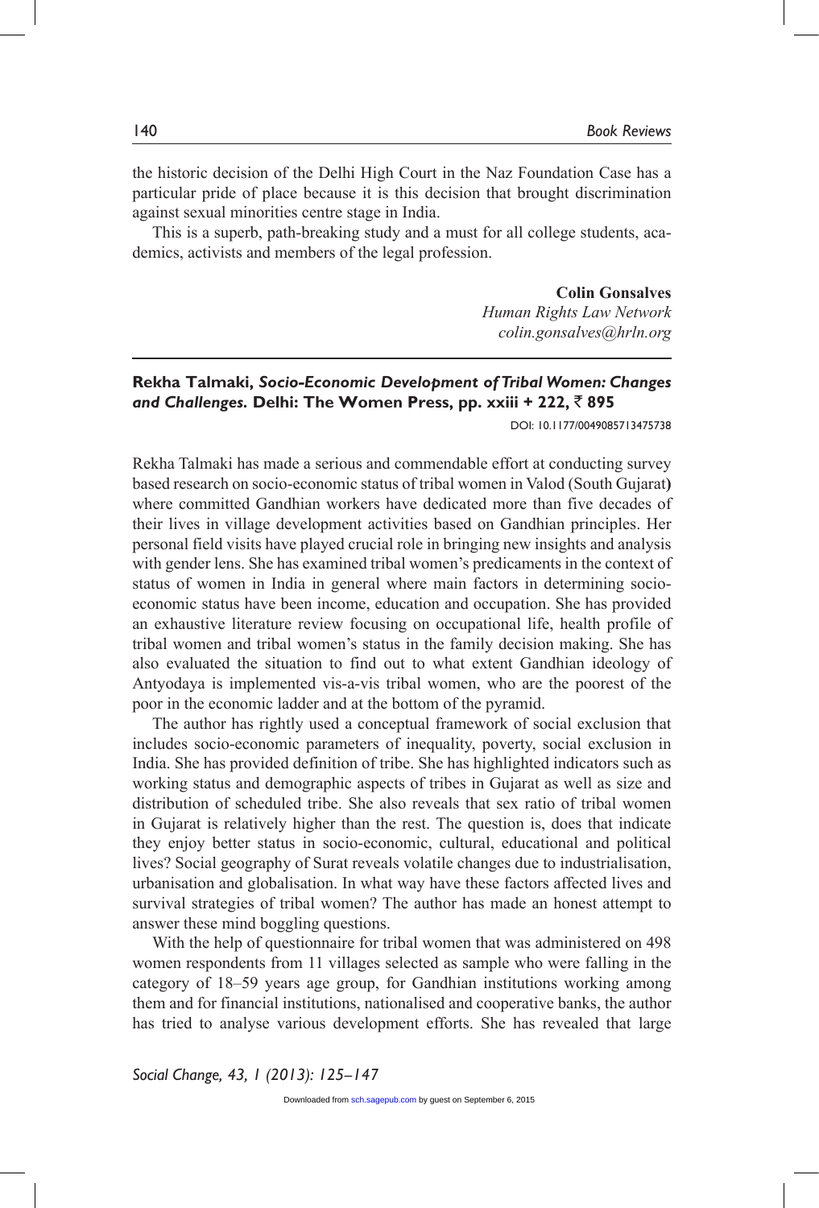the historic decision of the Delhi High Court in the Naz Foundation Case has a particular pride of place because it is this decision that brought discrimination against sexual minorities centre stage in India.

This is a superb, path-breaking study and a must for all college students, academics, activists and members of the legal profession.

**Colin Gonsalves**
*Human Rights Law Network*
*colin.gonsalves@hrln.org*

---

**Rekha Talmaki, *Socio-Economic Development of Tribal Women: Changes and Challenges*. Delhi: The Women Press, pp. xxiii + 222, ₹ 895**

DOI: 10.1177/0049085713475738

Rekha Talmaki has made a serious and commendable effort at conducting survey based research on socio-economic status of tribal women in Valod (South Gujarat) where committed Gandhian workers have dedicated more than five decades of their lives in village development activities based on Gandhian principles. Her personal field visits have played crucial role in bringing new insights and analysis with gender lens. She has examined tribal women's predicaments in the context of status of women in India in general where main factors in determining socio-economic status have been income, education and occupation. She has provided an exhaustive literature review focusing on occupational life, health profile of tribal women and tribal women's status in the family decision making. She has also evaluated the situation to find out to what extent Gandhian ideology of Antyodaya is implemented vis-a-vis tribal women, who are the poorest of the poor in the economic ladder and at the bottom of the pyramid.

The author has rightly used a conceptual framework of social exclusion that includes socio-economic parameters of inequality, poverty, social exclusion in India. She has provided definition of tribe. She has highlighted indicators such as working status and demographic aspects of tribes in Gujarat as well as size and distribution of scheduled tribe. She also reveals that sex ratio of tribal women in Gujarat is relatively higher than the rest. The question is, does that indicate they enjoy better status in socio-economic, cultural, educational and political lives? Social geography of Surat reveals volatile changes due to industrialisation, urbanisation and globalisation. In what way have these factors affected lives and survival strategies of tribal women? The author has made an honest attempt to answer these mind boggling questions.

With the help of questionnaire for tribal women that was administered on 498 women respondents from 11 villages selected as sample who were falling in the category of 18–59 years age group, for Gandhian institutions working among them and for financial institutions, nationalised and cooperative banks, the author has tried to analyse various development efforts. She has revealed that large